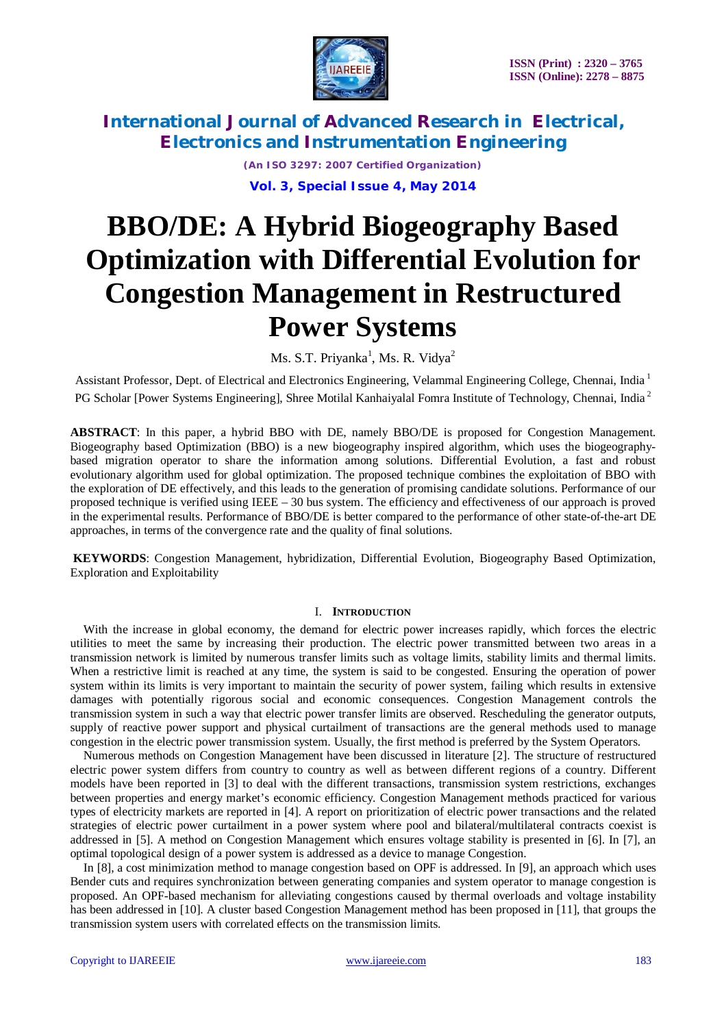# BBO/DE: A Hybrid Biogeography Based Optimization with Differential Evolution for Congestion Management in Restructured Power Systems

Ms. S.T. Priyanka[1], Ms. R. Vidya[2]

Assistant Professor, Dept. of Electrical and Electronics Engineering, Velammal Engineering College, Chennai, India [1]

PG Scholar [Power Systems Engineering], Shree Motilal Kanhaiyalal Fomra Institute of Technology, Chennai, India [2]

**ABSTRACT**: In this paper, a hybrid BBO with DE, namely BBO/DE is proposed for Congestion Management. Biogeography based Optimization (BBO) is a new biogeography inspired algorithm, which uses the biogeography-based migration operator to share the information among solutions. Differential Evolution, a fast and robust evolutionary algorithm used for global optimization. The proposed technique combines the exploitation of BBO with the exploration of DE effectively, and this leads to the generation of promising candidate solutions. Performance of our proposed technique is verified using IEEE – 30 bus system. The efficiency and effectiveness of our approach is proved in the experimental results. Performance of BBO/DE is better compared to the performance of other state-of-the-art DE approaches, in terms of the convergence rate and the quality of final solutions.

**KEYWORDS**: Congestion Management, hybridization, Differential Evolution, Biogeography Based Optimization, Exploration and Exploitability

## I. Introduction

With the increase in global economy, the demand for electric power increases rapidly, which forces the electric utilities to meet the same by increasing their production. The electric power transmitted between two areas in a transmission network is limited by numerous transfer limits such as voltage limits, stability limits and thermal limits. When a restrictive limit is reached at any time, the system is said to be congested. Ensuring the operation of power system within its limits is very important to maintain the security of power system, failing which results in extensive damages with potentially rigorous social and economic consequences. Congestion Management controls the transmission system in such a way that electric power transfer limits are observed. Rescheduling the generator outputs, supply of reactive power support and physical curtailment of transactions are the general methods used to manage congestion in the electric power transmission system. Usually, the first method is preferred by the System Operators.

Numerous methods on Congestion Management have been discussed in literature [2]. The structure of restructured electric power system differs from country to country as well as between different regions of a country. Different models have been reported in [3] to deal with the different transactions, transmission system restrictions, exchanges between properties and energy market's economic efficiency. Congestion Management methods practiced for various types of electricity markets are reported in [4]. A report on prioritization of electric power transactions and the related strategies of electric power curtailment in a power system where pool and bilateral/multilateral contracts coexist is addressed in [5]. A method on Congestion Management which ensures voltage stability is presented in [6]. In [7], an optimal topological design of a power system is addressed as a device to manage Congestion.

In [8], a cost minimization method to manage congestion based on OPF is addressed. In [9], an approach which uses Bender cuts and requires synchronization between generating companies and system operator to manage congestion is proposed. An OPF-based mechanism for alleviating congestions caused by thermal overloads and voltage instability has been addressed in [10]. A cluster based Congestion Management method has been proposed in [11], that groups the transmission system users with correlated effects on the transmission limits.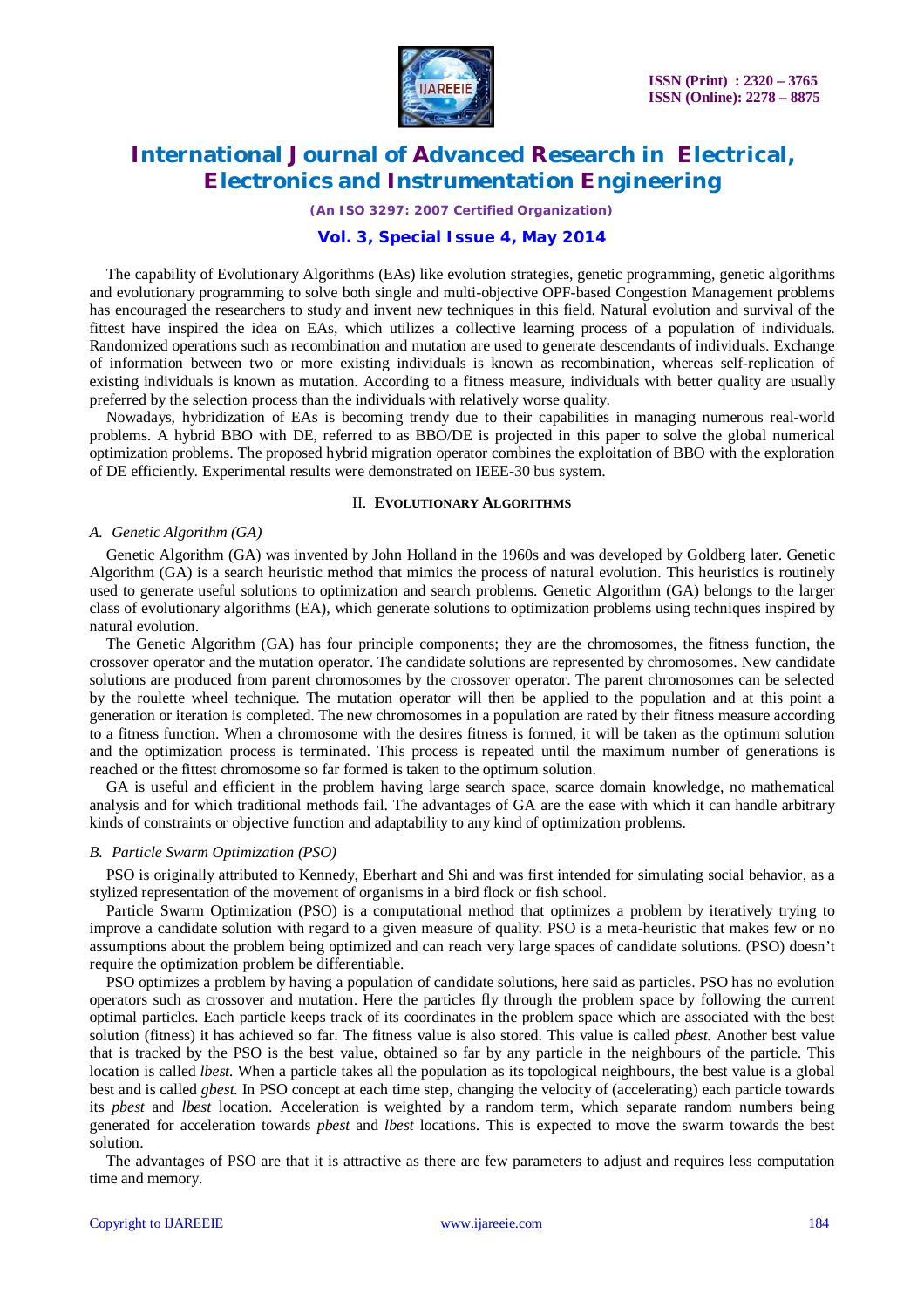The capability of Evolutionary Algorithms (EAs) like evolution strategies, genetic programming, genetic algorithms and evolutionary programming to solve both single and multi-objective OPF-based Congestion Management problems has encouraged the researchers to study and invent new techniques in this field. Natural evolution and survival of the fittest have inspired the idea on EAs, which utilizes a collective learning process of a population of individuals. Randomized operations such as recombination and mutation are used to generate descendants of individuals. Exchange of information between two or more existing individuals is known as recombination, whereas self-replication of existing individuals is known as mutation. According to a fitness measure, individuals with better quality are usually preferred by the selection process than the individuals with relatively worse quality.

Nowadays, hybridization of EAs is becoming trendy due to their capabilities in managing numerous real-world problems. A hybrid BBO with DE, referred to as BBO/DE is projected in this paper to solve the global numerical optimization problems. The proposed hybrid migration operator combines the exploitation of BBO with the exploration of DE efficiently. Experimental results were demonstrated on IEEE-30 bus system.

## II. Evolutionary Algorithms

### A. Genetic Algorithm (GA)

Genetic Algorithm (GA) was invented by John Holland in the 1960s and was developed by Goldberg later. Genetic Algorithm (GA) is a search heuristic method that mimics the process of natural evolution. This heuristics is routinely used to generate useful solutions to optimization and search problems. Genetic Algorithm (GA) belongs to the larger class of evolutionary algorithms (EA), which generate solutions to optimization problems using techniques inspired by natural evolution.

The Genetic Algorithm (GA) has four principle components; they are the chromosomes, the fitness function, the crossover operator and the mutation operator. The candidate solutions are represented by chromosomes. New candidate solutions are produced from parent chromosomes by the crossover operator. The parent chromosomes can be selected by the roulette wheel technique. The mutation operator will then be applied to the population and at this point a generation or iteration is completed. The new chromosomes in a population are rated by their fitness measure according to a fitness function. When a chromosome with the desires fitness is formed, it will be taken as the optimum solution and the optimization process is terminated. This process is repeated until the maximum number of generations is reached or the fittest chromosome so far formed is taken to the optimum solution.

GA is useful and efficient in the problem having large search space, scarce domain knowledge, no mathematical analysis and for which traditional methods fail. The advantages of GA are the ease with which it can handle arbitrary kinds of constraints or objective function and adaptability to any kind of optimization problems.

### B. Particle Swarm Optimization (PSO)

PSO is originally attributed to Kennedy, Eberhart and Shi and was first intended for simulating social behavior, as a stylized representation of the movement of organisms in a bird flock or fish school.

Particle Swarm Optimization (PSO) is a computational method that optimizes a problem by iteratively trying to improve a candidate solution with regard to a given measure of quality. PSO is a meta-heuristic that makes few or no assumptions about the problem being optimized and can reach very large spaces of candidate solutions. (PSO) doesn't require the optimization problem be differentiable.

PSO optimizes a problem by having a population of candidate solutions, here said as particles. PSO has no evolution operators such as crossover and mutation. Here the particles fly through the problem space by following the current optimal particles. Each particle keeps track of its coordinates in the problem space which are associated with the best solution (fitness) it has achieved so far. The fitness value is also stored. This value is called *pbest*. Another best value that is tracked by the PSO is the best value, obtained so far by any particle in the neighbours of the particle. This location is called *lbest*. When a particle takes all the population as its topological neighbours, the best value is a global best and is called *gbest*. In PSO concept at each time step, changing the velocity of (accelerating) each particle towards its *pbest* and *lbest* location. Acceleration is weighted by a random term, which separate random numbers being generated for acceleration towards *pbest* and *lbest* locations. This is expected to move the swarm towards the best solution.

The advantages of PSO are that it is attractive as there are few parameters to adjust and requires less computation time and memory.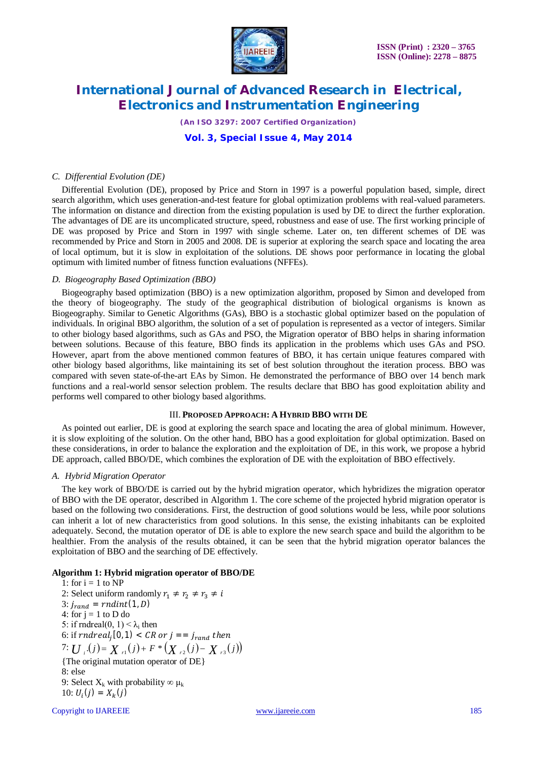### C. *Differential Evolution (DE)*

Differential Evolution (DE), proposed by Price and Storn in 1997 is a powerful population based, simple, direct search algorithm, which uses generation-and-test feature for global optimization problems with real-valued parameters. The information on distance and direction from the existing population is used by DE to direct the further exploration. The advantages of DE are its uncomplicated structure, speed, robustness and ease of use. The first working principle of DE was proposed by Price and Storn in 1997 with single scheme. Later on, ten different schemes of DE was recommended by Price and Storn in 2005 and 2008. DE is superior at exploring the search space and locating the area of local optimum, but it is slow in exploitation of the solutions. DE shows poor performance in locating the global optimum with limited number of fitness function evaluations (NFFEs).

### D. *Biogeography Based Optimization (BBO)*

Biogeography based optimization (BBO) is a new optimization algorithm, proposed by Simon and developed from the theory of biogeography. The study of the geographical distribution of biological organisms is known as Biogeography. Similar to Genetic Algorithms (GAs), BBO is a stochastic global optimizer based on the population of individuals. In original BBO algorithm, the solution of a set of population is represented as a vector of integers. Similar to other biology based algorithms, such as GAs and PSO, the Migration operator of BBO helps in sharing information between solutions. Because of this feature, BBO finds its application in the problems which uses GAs and PSO. However, apart from the above mentioned common features of BBO, it has certain unique features compared with other biology based algorithms, like maintaining its set of best solution throughout the iteration process. BBO was compared with seven state-of-the-art EAs by Simon. He demonstrated the performance of BBO over 14 bench mark functions and a real-world sensor selection problem. The results declare that BBO has good exploitation ability and performs well compared to other biology based algorithms.

## III. PROPOSED APPROACH: A HYBRID BBO WITH DE

As pointed out earlier, DE is good at exploring the search space and locating the area of global minimum. However, it is slow exploiting of the solution. On the other hand, BBO has a good exploitation for global optimization. Based on these considerations, in order to balance the exploration and the exploitation of DE, in this work, we propose a hybrid DE approach, called BBO/DE, which combines the exploration of DE with the exploitation of BBO effectively.

### A. *Hybrid Migration Operator*

The key work of BBO/DE is carried out by the hybrid migration operator, which hybridizes the migration operator of BBO with the DE operator, described in Algorithm 1. The core scheme of the projected hybrid migration operator is based on the following two considerations. First, the destruction of good solutions would be less, while poor solutions can inherit a lot of new characteristics from good solutions. In this sense, the existing inhabitants can be exploited adequately. Second, the mutation operator of DE is able to explore the new search space and build the algorithm to be healthier. From the analysis of the results obtained, it can be seen that the hybrid migration operator balances the exploitation of BBO and the searching of DE effectively.

**Algorithm 1: Hybrid migration operator of BBO/DE**

1: for i = 1 to NP
2: Select uniform randomly $r_1 \neq r_2 \neq r_3 \neq i$
3: $j_{rand} = rndint(1, D)$
4: for j = 1 to D do
5: if rndreal(0, 1) < $\lambda_i$ then
6: if $rndreal_j[0,1) < CR$ or $j == j_{rand}$ then
7: $U_i(j) = X_{r1}(j) + F * (X_{r2}(j) - X_{r3}(j))$
{The original mutation operator of DE}
8: else
9: Select $X_k$ with probability $\propto \mu_k$
10: $U_i(j) = X_k(j)$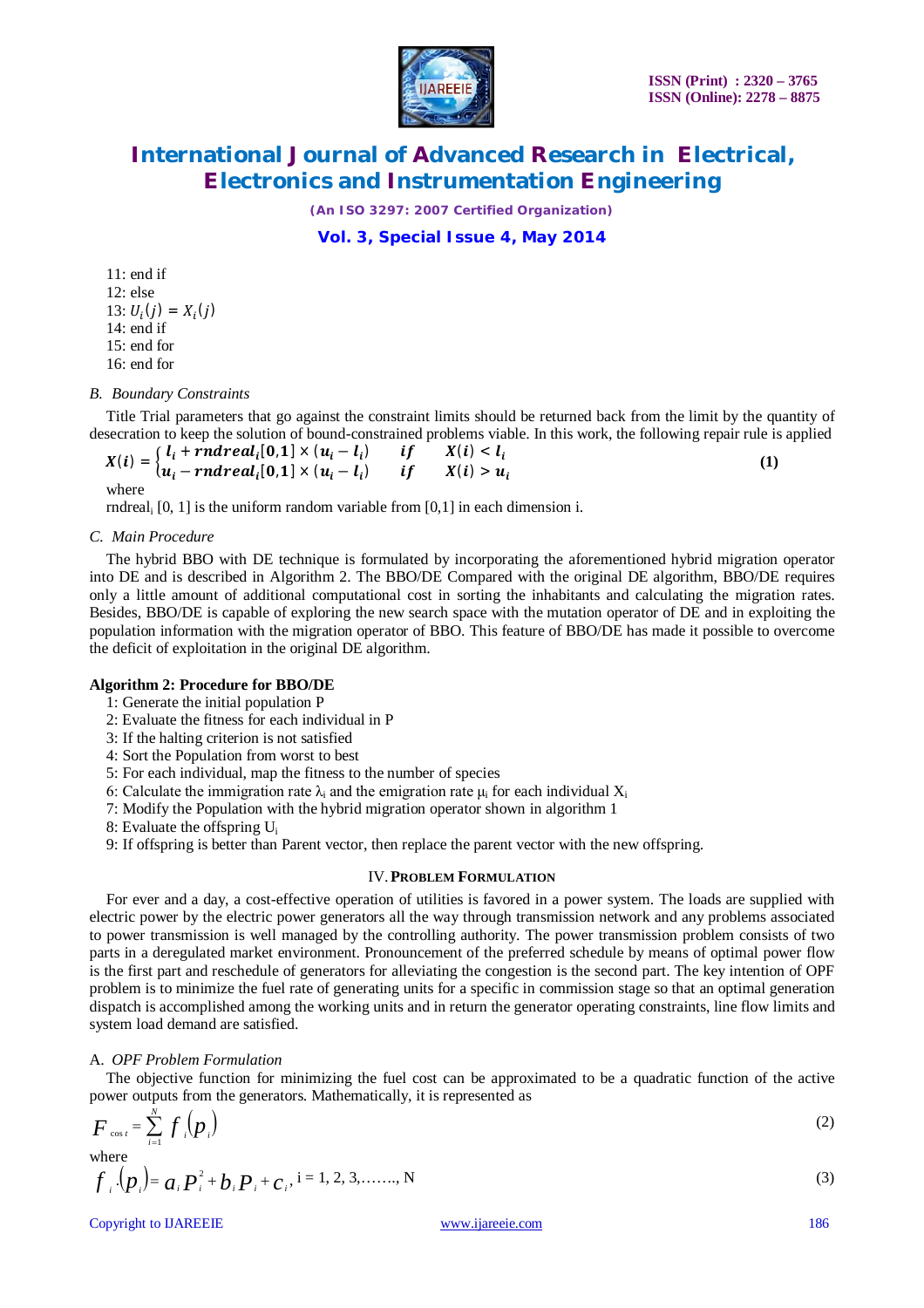11: end if
12: else
13: $U_i(j) = X_i(j)$
14: end if
15: end for
16: end for

### *B. Boundary Constraints*

Title Trial parameters that go against the constraint limits should be returned back from the limit by the quantity of desecration to keep the solution of bound-constrained problems viable. In this work, the following repair rule is applied

$$X(i) = \begin{cases} l_i + rndreal_i[0,1] \times (u_i - l_i) & if \quad X(i) < l_i \\ u_i - rndreal_i[0,1] \times (u_i - l_i) & if \quad X(i) > u_i \end{cases} \tag{1}$$

where

$rndreal_i$ [0, 1] is the uniform random variable from [0,1] in each dimension i.

### *C. Main Procedure*

The hybrid BBO with DE technique is formulated by incorporating the aforementioned hybrid migration operator into DE and is described in Algorithm 2. The BBO/DE Compared with the original DE algorithm, BBO/DE requires only a little amount of additional computational cost in sorting the inhabitants and calculating the migration rates. Besides, BBO/DE is capable of exploring the new search space with the mutation operator of DE and in exploiting the population information with the migration operator of BBO. This feature of BBO/DE has made it possible to overcome the deficit of exploitation in the original DE algorithm.

**Algorithm 2: Procedure for BBO/DE**

1: Generate the initial population P
2: Evaluate the fitness for each individual in P
3: If the halting criterion is not satisfied
4: Sort the Population from worst to best
5: For each individual, map the fitness to the number of species
6: Calculate the immigration rate $\lambda_i$ and the emigration rate $\mu_i$ for each individual $X_i$
7: Modify the Population with the hybrid migration operator shown in algorithm 1
8: Evaluate the offspring $U_i$
9: If offspring is better than Parent vector, then replace the parent vector with the new offspring.

## IV. PROBLEM FORMULATION

For ever and a day, a cost-effective operation of utilities is favored in a power system. The loads are supplied with electric power by the electric power generators all the way through transmission network and any problems associated to power transmission is well managed by the controlling authority. The power transmission problem consists of two parts in a deregulated market environment. Pronouncement of the preferred schedule by means of optimal power flow is the first part and reschedule of generators for alleviating the congestion is the second part. The key intention of OPF problem is to minimize the fuel rate of generating units for a specific in commission stage so that an optimal generation dispatch is accomplished among the working units and in return the generator operating constraints, line flow limits and system load demand are satisfied.

### A. *OPF Problem Formulation*

The objective function for minimizing the fuel cost can be approximated to be a quadratic function of the active power outputs from the generators. Mathematically, it is represented as

$$F_{cost} = \sum_{i=1}^{N} f_i(p_i) \tag{2}$$

where

$$f_i(p_i) = a_i P_i^2 + b_i P_i + c_i, \text{ i = 1, 2, 3,……., N} \tag{3}$$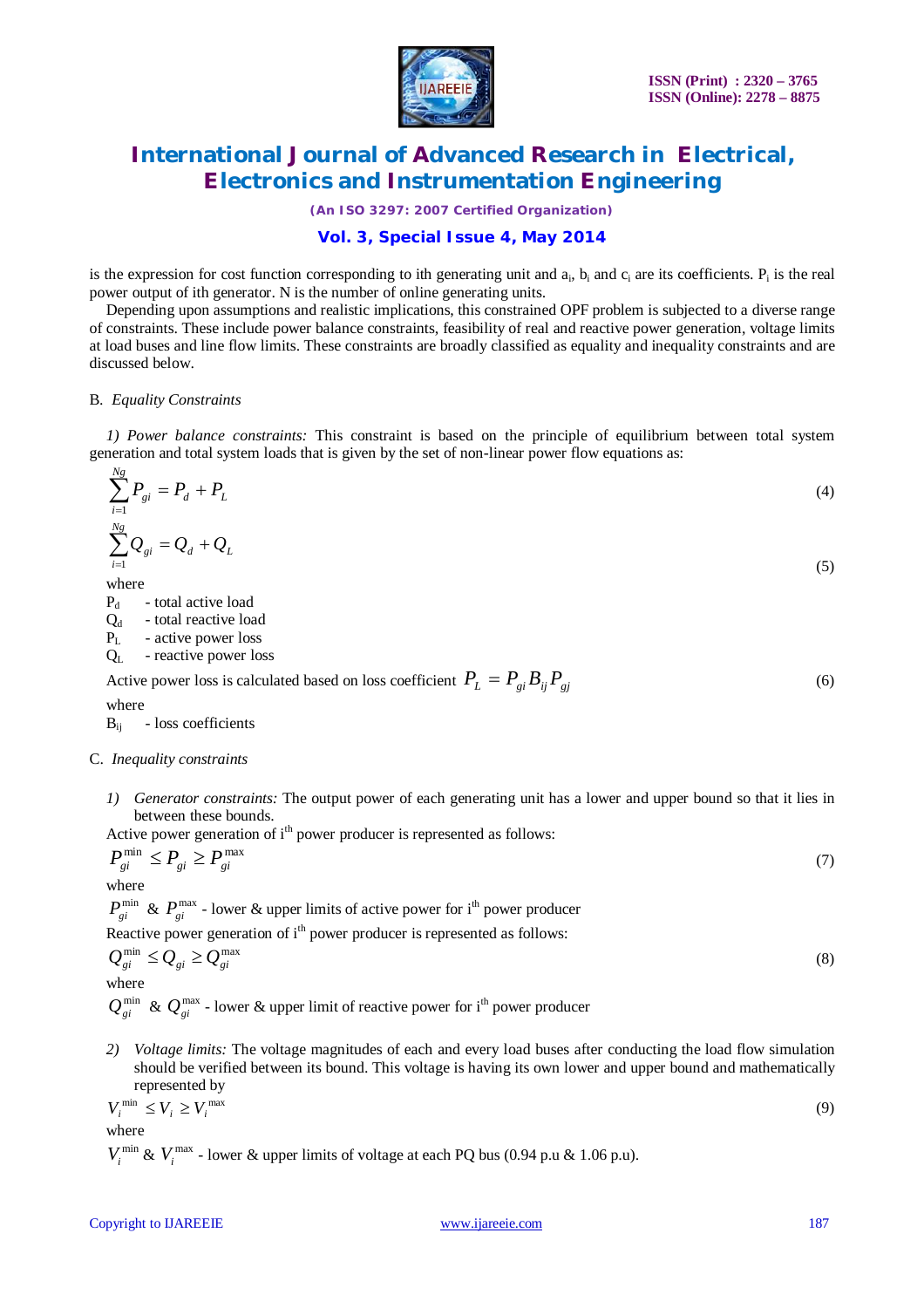is the expression for cost function corresponding to ith generating unit and $a_i$, $b_i$ and $c_i$ are its coefficients. $P_i$ is the real power output of ith generator. N is the number of online generating units.

Depending upon assumptions and realistic implications, this constrained OPF problem is subjected to a diverse range of constraints. These include power balance constraints, feasibility of real and reactive power generation, voltage limits at load buses and line flow limits. These constraints are broadly classified as equality and inequality constraints and are discussed below.

### B. *Equality Constraints*

*1) Power balance constraints:* This constraint is based on the principle of equilibrium between total system generation and total system loads that is given by the set of non-linear power flow equations as:

$$\sum_{i=1}^{Ng} P_{gi} = P_d + P_L \tag{4}$$

$$\sum_{i=1}^{Ng} Q_{gi} = Q_d + Q_L \tag{5}$$

where

$P_d$ - total active load
$Q_d$ - total reactive load
$P_L$ - active power loss
$Q_L$ - reactive power loss

Active power loss is calculated based on loss coefficient $P_L = P_{gi} B_{ij} P_{gj}$ (6)

where

$B_{ij}$ - loss coefficients

### C. *Inequality constraints*

1) *Generator constraints:* The output power of each generating unit has a lower and upper bound so that it lies in between these bounds.

Active power generation of i[th] power producer is represented as follows:

$$P_{gi}^{\min} \le P_{gi} \ge P_{gi}^{\max} \tag{7}$$

where

$P_{gi}^{\min}$ & $P_{gi}^{\max}$ - lower & upper limits of active power for i[th] power producer

Reactive power generation of i[th] power producer is represented as follows:

$$Q_{gi}^{\min} \le Q_{gi} \ge Q_{gi}^{\max} \tag{8}$$

where

$Q_{gi}^{\min}$ & $Q_{gi}^{\max}$ - lower & upper limit of reactive power for i[th] power producer

2) *Voltage limits:* The voltage magnitudes of each and every load buses after conducting the load flow simulation should be verified between its bound. This voltage is having its own lower and upper bound and mathematically represented by

$$V_i^{\min} \le V_i \ge V_i^{\max} \tag{9}$$

where

$V_i^{\min}$ & $V_i^{\max}$ - lower & upper limits of voltage at each PQ bus (0.94 p.u & 1.06 p.u).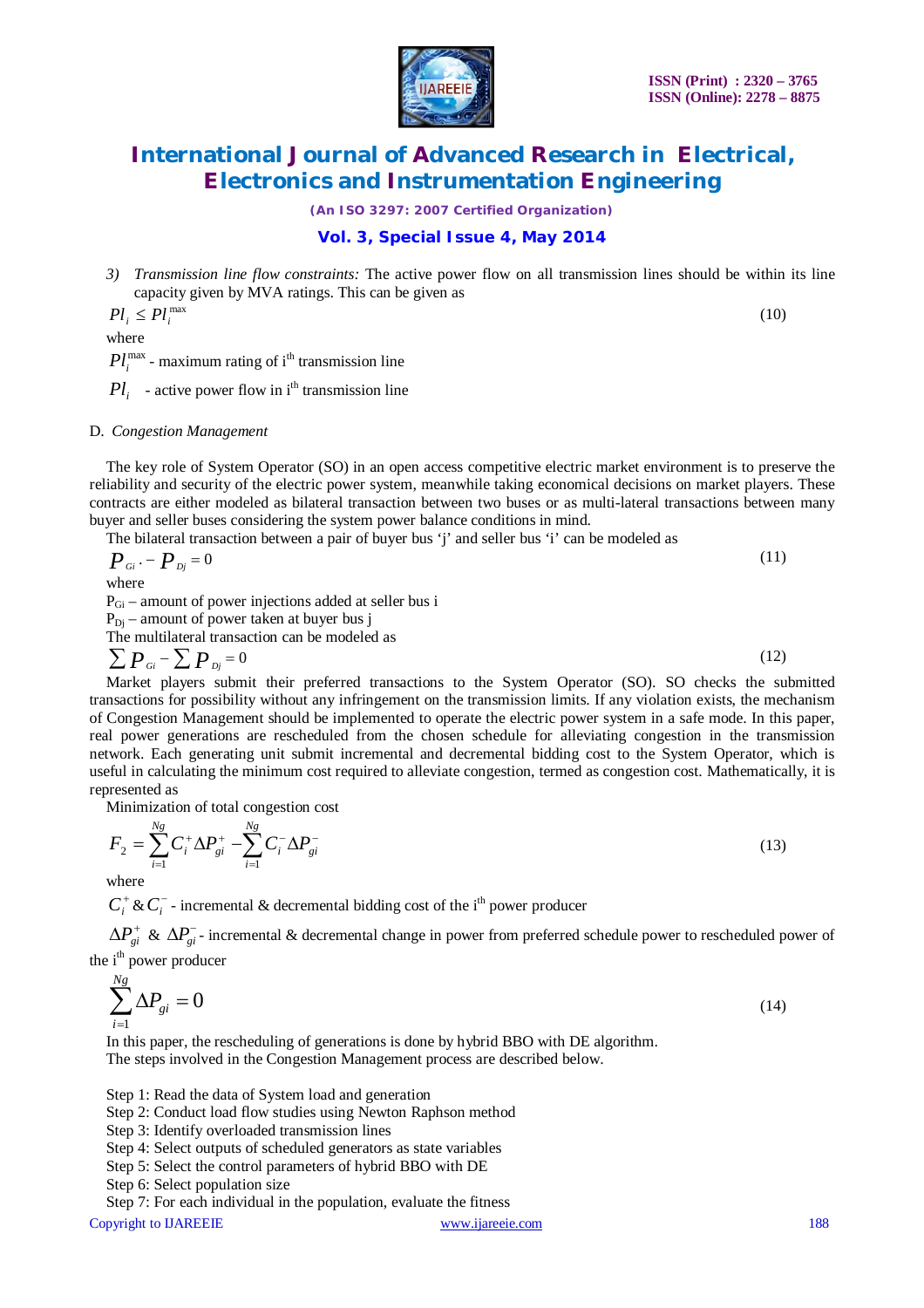3) *Transmission line flow constraints:* The active power flow on all transmission lines should be within its line capacity given by MVA ratings. This can be given as

$$Pl_i \leq Pl_i^{\max} \tag{10}$$

where

$Pl_i^{\max}$ - maximum rating of i$^{th}$ transmission line

$Pl_i$ - active power flow in i$^{th}$ transmission line

D. *Congestion Management*

The key role of System Operator (SO) in an open access competitive electric market environment is to preserve the reliability and security of the electric power system, meanwhile taking economical decisions on market players. These contracts are either modeled as bilateral transaction between two buses or as multi-lateral transactions between many buyer and seller buses considering the system power balance conditions in mind.

The bilateral transaction between a pair of buyer bus 'j' and seller bus 'i' can be modeled as

$$P_{Gi} - P_{Dj} = 0 \tag{11}$$

where

$P_{Gi}$ – amount of power injections added at seller bus i

$P_{Dj}$ – amount of power taken at buyer bus j

The multilateral transaction can be modeled as

$$\sum P_{Gi} - \sum P_{Dj} = 0 \tag{12}$$

Market players submit their preferred transactions to the System Operator (SO). SO checks the submitted transactions for possibility without any infringement on the transmission limits. If any violation exists, the mechanism of Congestion Management should be implemented to operate the electric power system in a safe mode. In this paper, real power generations are rescheduled from the chosen schedule for alleviating congestion in the transmission network. Each generating unit submit incremental and decremental bidding cost to the System Operator, which is useful in calculating the minimum cost required to alleviate congestion, termed as congestion cost. Mathematically, it is represented as

Minimization of total congestion cost

$$F_2 = \sum_{i=1}^{Ng} C_i^+ \Delta P_{gi}^+ - \sum_{i=1}^{Ng} C_i^- \Delta P_{gi}^- \tag{13}$$

where

$C_i^+ \,\&\, C_i^-$ - incremental & decremental bidding cost of the i$^{th}$ power producer

$\Delta P_{gi}^+$ & $\Delta P_{gi}^-$ - incremental & decremental change in power from preferred schedule power to rescheduled power of the i$^{th}$ power producer

$$\sum_{i=1}^{Ng} \Delta P_{gi} = 0 \tag{14}$$

In this paper, the rescheduling of generations is done by hybrid BBO with DE algorithm.

The steps involved in the Congestion Management process are described below.

Step 1: Read the data of System load and generation
Step 2: Conduct load flow studies using Newton Raphson method
Step 3: Identify overloaded transmission lines
Step 4: Select outputs of scheduled generators as state variables
Step 5: Select the control parameters of hybrid BBO with DE
Step 6: Select population size
Step 7: For each individual in the population, evaluate the fitness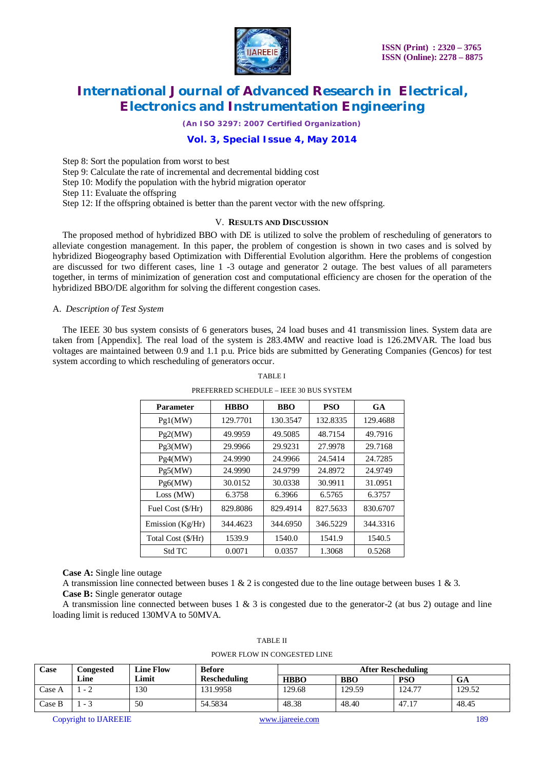Step 8: Sort the population from worst to best
Step 9: Calculate the rate of incremental and decremental bidding cost
Step 10: Modify the population with the hybrid migration operator
Step 11: Evaluate the offspring
Step 12: If the offspring obtained is better than the parent vector with the new offspring.

## V. Results and Discussion

The proposed method of hybridized BBO with DE is utilized to solve the problem of rescheduling of generators to alleviate congestion management. In this paper, the problem of congestion is shown in two cases and is solved by hybridized Biogeography based Optimization with Differential Evolution algorithm. Here the problems of congestion are discussed for two different cases, line 1 -3 outage and generator 2 outage. The best values of all parameters together, in terms of minimization of generation cost and computational efficiency are chosen for the operation of the hybridized BBO/DE algorithm for solving the different congestion cases.

### A. *Description of Test System*

The IEEE 30 bus system consists of 6 generators buses, 24 load buses and 41 transmission lines. System data are taken from [Appendix]. The real load of the system is 283.4MW and reactive load is 126.2MVAR. The load bus voltages are maintained between 0.9 and 1.1 p.u. Price bids are submitted by Generating Companies (Gencos) for test system according to which rescheduling of generators occur.

TABLE I

PREFERRED SCHEDULE – IEEE 30 BUS SYSTEM

| Parameter | HBBO | BBO | PSO | GA |
|---|---|---|---|---|
| Pg1(MW) | 129.7701 | 130.3547 | 132.8335 | 129.4688 |
| Pg2(MW) | 49.9959 | 49.5085 | 48.7154 | 49.7916 |
| Pg3(MW) | 29.9966 | 29.9231 | 27.9978 | 29.7168 |
| Pg4(MW) | 24.9990 | 24.9966 | 24.5414 | 24.7285 |
| Pg5(MW) | 24.9990 | 24.9799 | 24.8972 | 24.9749 |
| Pg6(MW) | 30.0152 | 30.0338 | 30.9911 | 31.0951 |
| Loss (MW) | 6.3758 | 6.3966 | 6.5765 | 6.3757 |
| Fuel Cost ($/Hr) | 829.8086 | 829.4914 | 827.5633 | 830.6707 |
| Emission (Kg/Hr) | 344.4623 | 344.6950 | 346.5229 | 344.3316 |
| Total Cost ($/Hr) | 1539.9 | 1540.0 | 1541.9 | 1540.5 |
| Std TC | 0.0071 | 0.0357 | 1.3068 | 0.5268 |

**Case A:** Single line outage

A transmission line connected between buses 1 & 2 is congested due to the line outage between buses 1 & 3.

**Case B:** Single generator outage

A transmission line connected between buses 1 & 3 is congested due to the generator-2 (at bus 2) outage and line loading limit is reduced 130MVA to 50MVA.

TABLE II

POWER FLOW IN CONGESTED LINE

| Case | Congested Line | Line Flow Limit | Before Rescheduling | After Rescheduling | | | |
|---|---|---|---|---|---|---|---|
| | | | | HBBO | BBO | PSO | GA |
| Case A | 1 - 2 | 130 | 131.9958 | 129.68 | 129.59 | 124.77 | 129.52 |
| Case B | 1 - 3 | 50 | 54.5834 | 48.38 | 48.40 | 47.17 | 48.45 |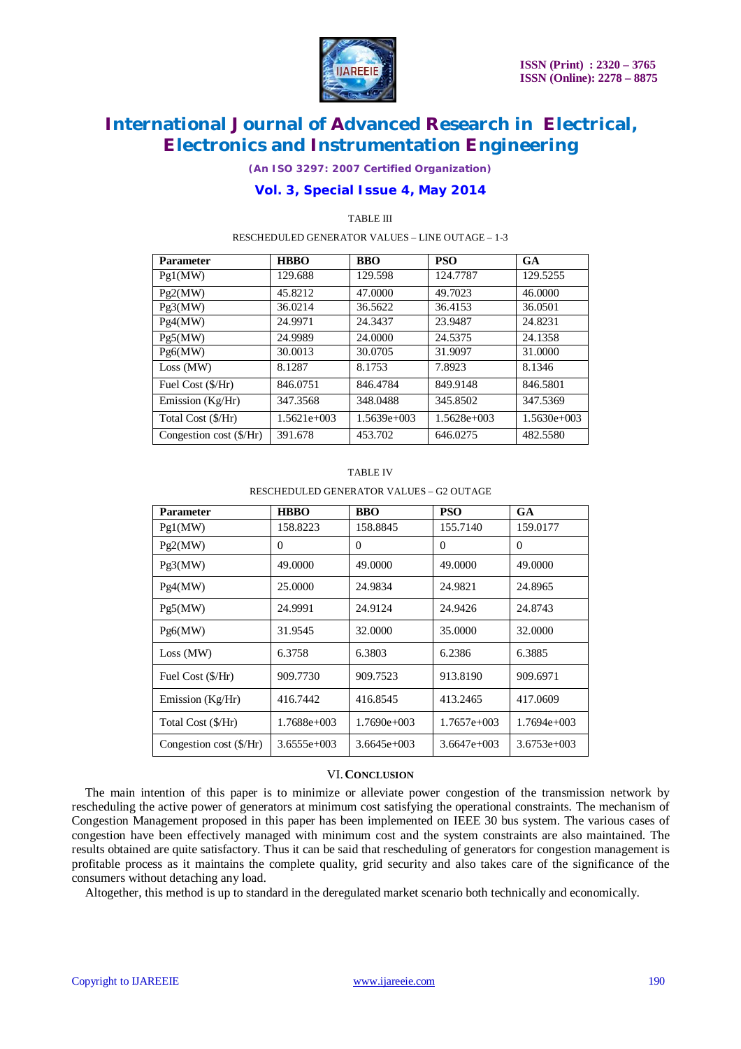TABLE III

RESCHEDULED GENERATOR VALUES – LINE OUTAGE – 1-3

| Parameter | HBBO | BBO | PSO | GA |
|---|---|---|---|---|
| Pg1(MW) | 129.688 | 129.598 | 124.7787 | 129.5255 |
| Pg2(MW) | 45.8212 | 47.0000 | 49.7023 | 46.0000 |
| Pg3(MW) | 36.0214 | 36.5622 | 36.4153 | 36.0501 |
| Pg4(MW) | 24.9971 | 24.3437 | 23.9487 | 24.8231 |
| Pg5(MW) | 24.9989 | 24.0000 | 24.5375 | 24.1358 |
| Pg6(MW) | 30.0013 | 30.0705 | 31.9097 | 31.0000 |
| Loss (MW) | 8.1287 | 8.1753 | 7.8923 | 8.1346 |
| Fuel Cost ($/Hr) | 846.0751 | 846.4784 | 849.9148 | 846.5801 |
| Emission (Kg/Hr) | 347.3568 | 348.0488 | 345.8502 | 347.5369 |
| Total Cost ($/Hr) | 1.5621e+003 | 1.5639e+003 | 1.5628e+003 | 1.5630e+003 |
| Congestion cost ($/Hr) | 391.678 | 453.702 | 646.0275 | 482.5580 |

TABLE IV

RESCHEDULED GENERATOR VALUES – G2 OUTAGE

| Parameter | HBBO | BBO | PSO | GA |
|---|---|---|---|---|
| Pg1(MW) | 158.8223 | 158.8845 | 155.7140 | 159.0177 |
| Pg2(MW) | 0 | 0 | 0 | 0 |
| Pg3(MW) | 49.0000 | 49.0000 | 49.0000 | 49.0000 |
| Pg4(MW) | 25.0000 | 24.9834 | 24.9821 | 24.8965 |
| Pg5(MW) | 24.9991 | 24.9124 | 24.9426 | 24.8743 |
| Pg6(MW) | 31.9545 | 32.0000 | 35.0000 | 32.0000 |
| Loss (MW) | 6.3758 | 6.3803 | 6.2386 | 6.3885 |
| Fuel Cost ($/Hr) | 909.7730 | 909.7523 | 913.8190 | 909.6971 |
| Emission (Kg/Hr) | 416.7442 | 416.8545 | 413.2465 | 417.0609 |
| Total Cost ($/Hr) | 1.7688e+003 | 1.7690e+003 | 1.7657e+003 | 1.7694e+003 |
| Congestion cost ($/Hr) | 3.6555e+003 | 3.6645e+003 | 3.6647e+003 | 3.6753e+003 |

## VI. CONCLUSION

The main intention of this paper is to minimize or alleviate power congestion of the transmission network by rescheduling the active power of generators at minimum cost satisfying the operational constraints. The mechanism of Congestion Management proposed in this paper has been implemented on IEEE 30 bus system. The various cases of congestion have been effectively managed with minimum cost and the system constraints are also maintained. The results obtained are quite satisfactory. Thus it can be said that rescheduling of generators for congestion management is profitable process as it maintains the complete quality, grid security and also takes care of the significance of the consumers without detaching any load.

Altogether, this method is up to standard in the deregulated market scenario both technically and economically.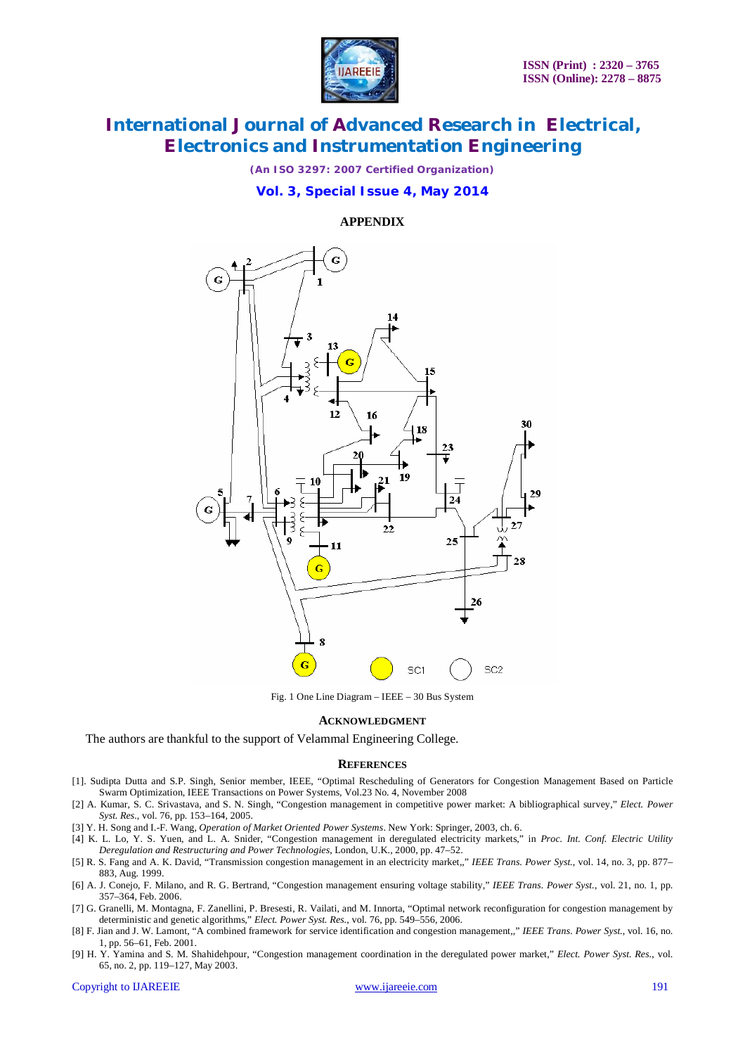## APPENDIX

Fig. 1 One Line Diagram – IEEE – 30 Bus System

## ACKNOWLEDGMENT

The authors are thankful to the support of Velammal Engineering College.

## REFERENCES

[1]. Sudipta Dutta and S.P. Singh, Senior member, IEEE, "Optimal Rescheduling of Generators for Congestion Management Based on Particle Swarm Optimization, IEEE Transactions on Power Systems, Vol.23 No. 4, November 2008

[2] A. Kumar, S. C. Srivastava, and S. N. Singh, "Congestion management in competitive power market: A bibliographical survey," *Elect. Power Syst. Res.*, vol. 76, pp. 153–164, 2005.

[3] Y. H. Song and I.-F. Wang, *Operation of Market Oriented Power Systems*. New York: Springer, 2003, ch. 6.

[4] K. L. Lo, Y. S. Yuen, and L. A. Snider, "Congestion management in deregulated electricity markets," in *Proc. Int. Conf. Electric Utility Deregulation and Restructuring and Power Technologies*, London, U.K., 2000, pp. 47–52.

[5] R. S. Fang and A. K. David, "Transmission congestion management in an electricity market,," *IEEE Trans. Power Syst.*, vol. 14, no. 3, pp. 877–883, Aug. 1999.

[6] A. J. Conejo, F. Milano, and R. G. Bertrand, "Congestion management ensuring voltage stability," *IEEE Trans. Power Syst.*, vol. 21, no. 1, pp. 357–364, Feb. 2006.

[7] G. Granelli, M. Montagna, F. Zanellini, P. Bresesti, R. Vailati, and M. Innorta, "Optimal network reconfiguration for congestion management by deterministic and genetic algorithms," *Elect. Power Syst. Res.*, vol. 76, pp. 549–556, 2006.

[8] F. Jian and J. W. Lamont, "A combined framework for service identification and congestion management,," *IEEE Trans. Power Syst.*, vol. 16, no. 1, pp. 56–61, Feb. 2001.

[9] H. Y. Yamina and S. M. Shahidehpour, "Congestion management coordination in the deregulated power market," *Elect. Power Syst. Res.*, vol. 65, no. 2, pp. 119–127, May 2003.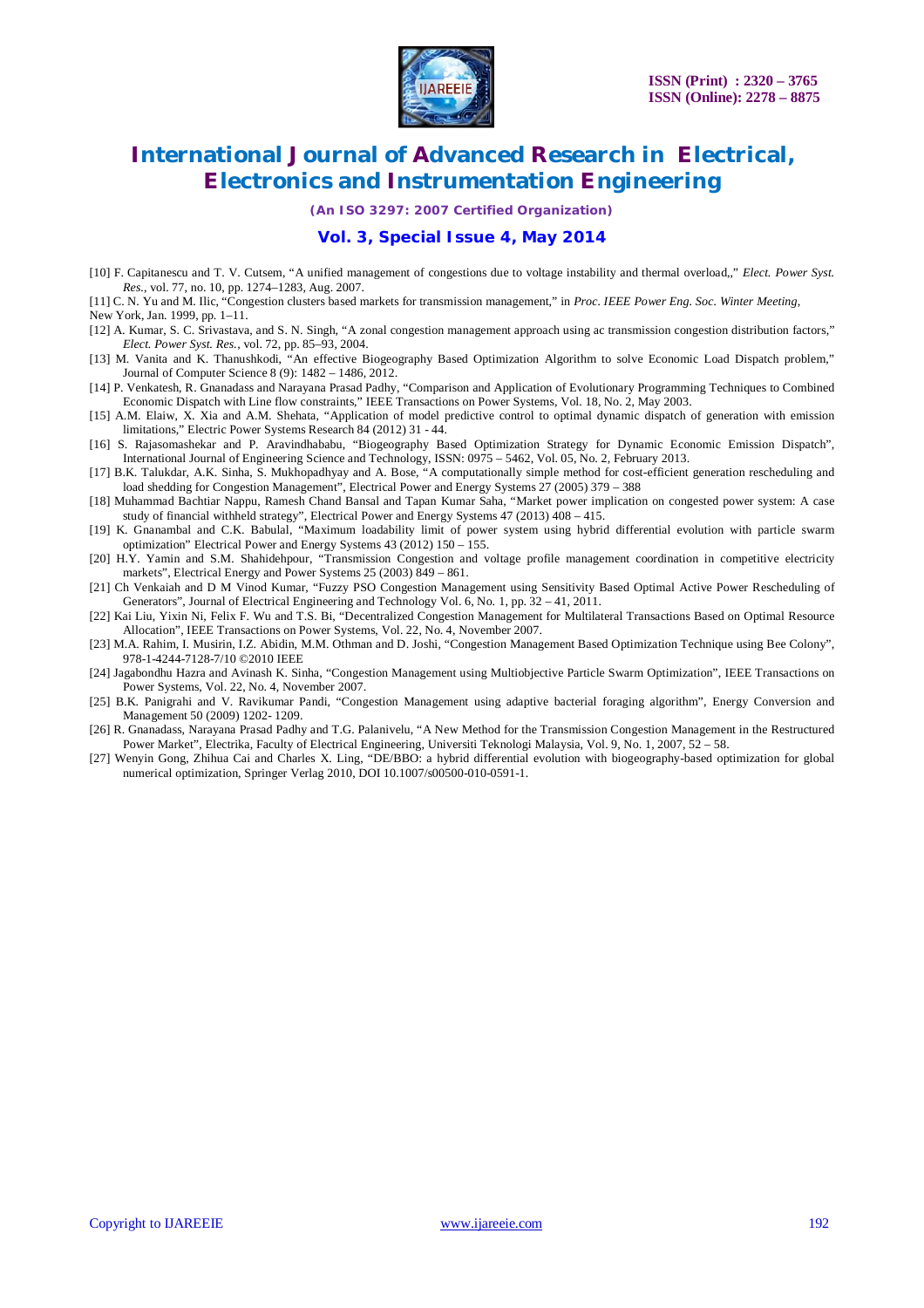[10] F. Capitanescu and T. V. Cutsem, "A unified management of congestions due to voltage instability and thermal overload,," *Elect. Power Syst. Res.*, vol. 77, no. 10, pp. 1274–1283, Aug. 2007.

[11] C. N. Yu and M. Ilic, "Congestion clusters based markets for transmission management," in *Proc. IEEE Power Eng. Soc. Winter Meeting*, New York, Jan. 1999, pp. 1–11.

[12] A. Kumar, S. C. Srivastava, and S. N. Singh, "A zonal congestion management approach using ac transmission congestion distribution factors," *Elect. Power Syst. Res.*, vol. 72, pp. 85–93, 2004.

[13] M. Vanita and K. Thanushkodi, "An effective Biogeography Based Optimization Algorithm to solve Economic Load Dispatch problem," Journal of Computer Science 8 (9): 1482 – 1486, 2012.

[14] P. Venkatesh, R. Gnanadass and Narayana Prasad Padhy, "Comparison and Application of Evolutionary Programming Techniques to Combined Economic Dispatch with Line flow constraints," IEEE Transactions on Power Systems, Vol. 18, No. 2, May 2003.

[15] A.M. Elaiw, X. Xia and A.M. Shehata, "Application of model predictive control to optimal dynamic dispatch of generation with emission limitations," Electric Power Systems Research 84 (2012) 31 - 44.

[16] S. Rajasomashekar and P. Aravindhababu, "Biogeography Based Optimization Strategy for Dynamic Economic Emission Dispatch", International Journal of Engineering Science and Technology, ISSN: 0975 – 5462, Vol. 05, No. 2, February 2013.

[17] B.K. Talukdar, A.K. Sinha, S. Mukhopadhyay and A. Bose, "A computationally simple method for cost-efficient generation rescheduling and load shedding for Congestion Management", Electrical Power and Energy Systems 27 (2005) 379 – 388

[18] Muhammad Bachtiar Nappu, Ramesh Chand Bansal and Tapan Kumar Saha, "Market power implication on congested power system: A case study of financial withheld strategy", Electrical Power and Energy Systems 47 (2013) 408 – 415.

[19] K. Gnanambal and C.K. Babulal, "Maximum loadability limit of power system using hybrid differential evolution with particle swarm optimization" Electrical Power and Energy Systems 43 (2012) 150 – 155.

[20] H.Y. Yamin and S.M. Shahidehpour, "Transmission Congestion and voltage profile management coordination in competitive electricity markets", Electrical Energy and Power Systems 25 (2003) 849 – 861.

[21] Ch Venkaiah and D M Vinod Kumar, "Fuzzy PSO Congestion Management using Sensitivity Based Optimal Active Power Rescheduling of Generators", Journal of Electrical Engineering and Technology Vol. 6, No. 1, pp. 32 – 41, 2011.

[22] Kai Liu, Yixin Ni, Felix F. Wu and T.S. Bi, "Decentralized Congestion Management for Multilateral Transactions Based on Optimal Resource Allocation", IEEE Transactions on Power Systems, Vol. 22, No. 4, November 2007.

[23] M.A. Rahim, I. Musirin, I.Z. Abidin, M.M. Othman and D. Joshi, "Congestion Management Based Optimization Technique using Bee Colony", 978-1-4244-7128-7/10 ©2010 IEEE

[24] Jagabondhu Hazra and Avinash K. Sinha, "Congestion Management using Multiobjective Particle Swarm Optimization", IEEE Transactions on Power Systems, Vol. 22, No. 4, November 2007.

[25] B.K. Panigrahi and V. Ravikumar Pandi, "Congestion Management using adaptive bacterial foraging algorithm", Energy Conversion and Management 50 (2009) 1202- 1209.

[26] R. Gnanadass, Narayana Prasad Padhy and T.G. Palanivelu, "A New Method for the Transmission Congestion Management in the Restructured Power Market", Electrika, Faculty of Electrical Engineering, Universiti Teknologi Malaysia, Vol. 9, No. 1, 2007, 52 – 58.

[27] Wenyin Gong, Zhihua Cai and Charles X. Ling, "DE/BBO: a hybrid differential evolution with biogeography-based optimization for global numerical optimization, Springer Verlag 2010, DOI 10.1007/s00500-010-0591-1.